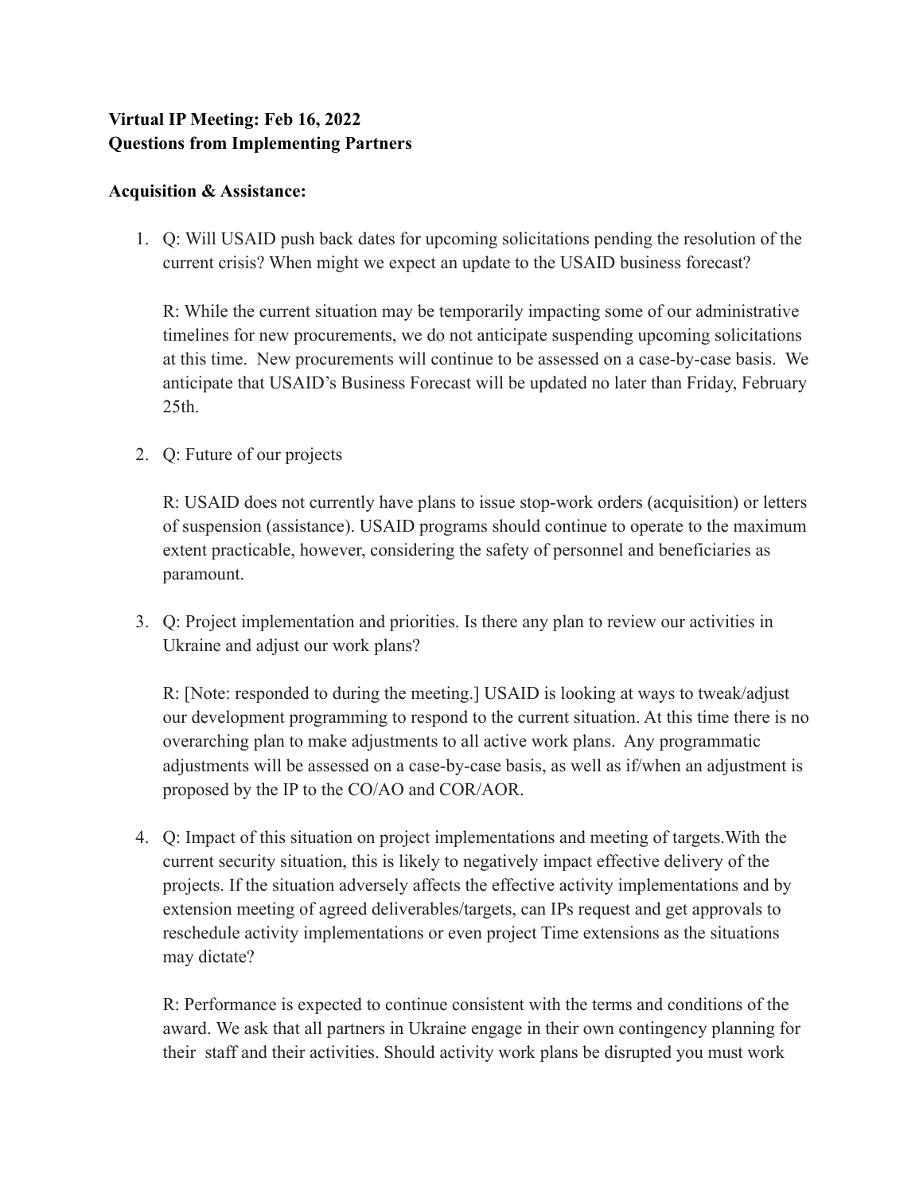**Virtual IP Meeting: Feb 16, 2022**
**Questions from Implementing Partners**

**Acquisition & Assistance:**

1. Q: Will USAID push back dates for upcoming solicitations pending the resolution of the current crisis? When might we expect an update to the USAID business forecast?

   R: While the current situation may be temporarily impacting some of our administrative timelines for new procurements, we do not anticipate suspending upcoming solicitations at this time. New procurements will continue to be assessed on a case-by-case basis. We anticipate that USAID's Business Forecast will be updated no later than Friday, February 25th.

2. Q: Future of our projects

   R: USAID does not currently have plans to issue stop-work orders (acquisition) or letters of suspension (assistance). USAID programs should continue to operate to the maximum extent practicable, however, considering the safety of personnel and beneficiaries as paramount.

3. Q: Project implementation and priorities. Is there any plan to review our activities in Ukraine and adjust our work plans?

   R: [Note: responded to during the meeting.] USAID is looking at ways to tweak/adjust our development programming to respond to the current situation. At this time there is no overarching plan to make adjustments to all active work plans. Any programmatic adjustments will be assessed on a case-by-case basis, as well as if/when an adjustment is proposed by the IP to the CO/AO and COR/AOR.

4. Q: Impact of this situation on project implementations and meeting of targets.With the current security situation, this is likely to negatively impact effective delivery of the projects. If the situation adversely affects the effective activity implementations and by extension meeting of agreed deliverables/targets, can IPs request and get approvals to reschedule activity implementations or even project Time extensions as the situations may dictate?

   R: Performance is expected to continue consistent with the terms and conditions of the award. We ask that all partners in Ukraine engage in their own contingency planning for their staff and their activities. Should activity work plans be disrupted you must work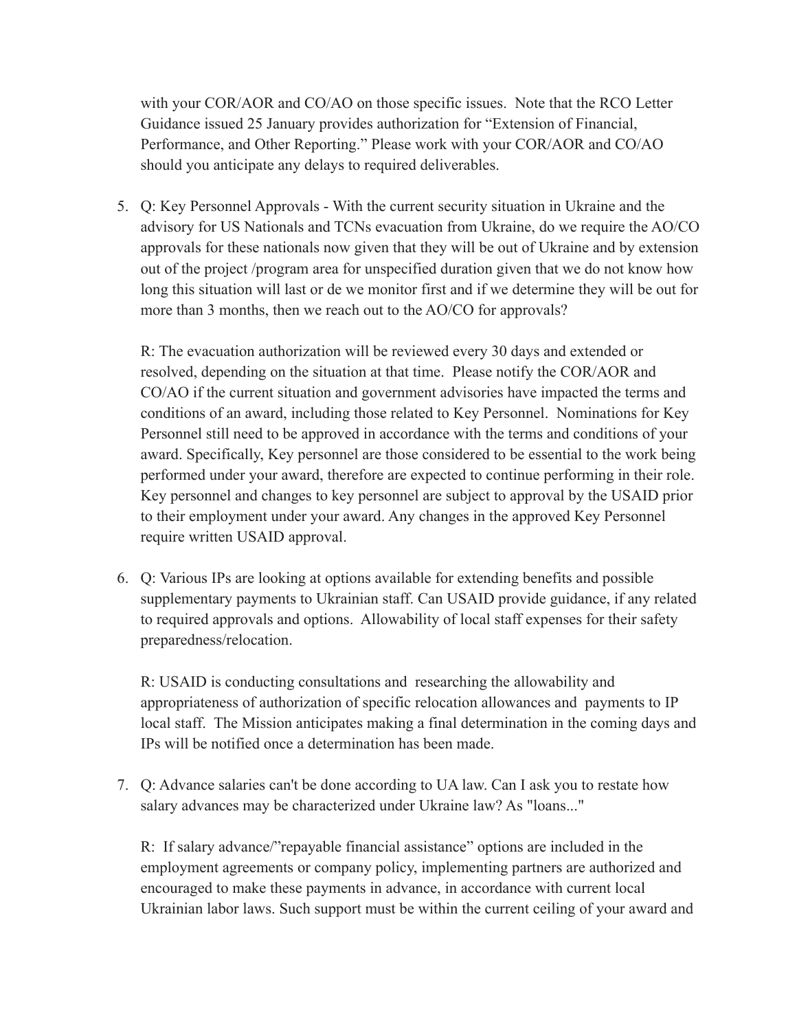with your COR/AOR and CO/AO on those specific issues. Note that the RCO Letter Guidance issued 25 January provides authorization for "Extension of Financial, Performance, and Other Reporting." Please work with your COR/AOR and CO/AO should you anticipate any delays to required deliverables.

5. Q: Key Personnel Approvals - With the current security situation in Ukraine and the advisory for US Nationals and TCNs evacuation from Ukraine, do we require the AO/CO approvals for these nationals now given that they will be out of Ukraine and by extension out of the project /program area for unspecified duration given that we do not know how long this situation will last or de we monitor first and if we determine they will be out for more than 3 months, then we reach out to the AO/CO for approvals?

   R: The evacuation authorization will be reviewed every 30 days and extended or resolved, depending on the situation at that time. Please notify the COR/AOR and CO/AO if the current situation and government advisories have impacted the terms and conditions of an award, including those related to Key Personnel. Nominations for Key Personnel still need to be approved in accordance with the terms and conditions of your award. Specifically, Key personnel are those considered to be essential to the work being performed under your award, therefore are expected to continue performing in their role. Key personnel and changes to key personnel are subject to approval by the USAID prior to their employment under your award. Any changes in the approved Key Personnel require written USAID approval.

6. Q: Various IPs are looking at options available for extending benefits and possible supplementary payments to Ukrainian staff. Can USAID provide guidance, if any related to required approvals and options. Allowability of local staff expenses for their safety preparedness/relocation.

   R: USAID is conducting consultations and researching the allowability and appropriateness of authorization of specific relocation allowances and payments to IP local staff. The Mission anticipates making a final determination in the coming days and IPs will be notified once a determination has been made.

7. Q: Advance salaries can't be done according to UA law. Can I ask you to restate how salary advances may be characterized under Ukraine law? As "loans..."

   R: If salary advance/"repayable financial assistance" options are included in the employment agreements or company policy, implementing partners are authorized and encouraged to make these payments in advance, in accordance with current local Ukrainian labor laws. Such support must be within the current ceiling of your award and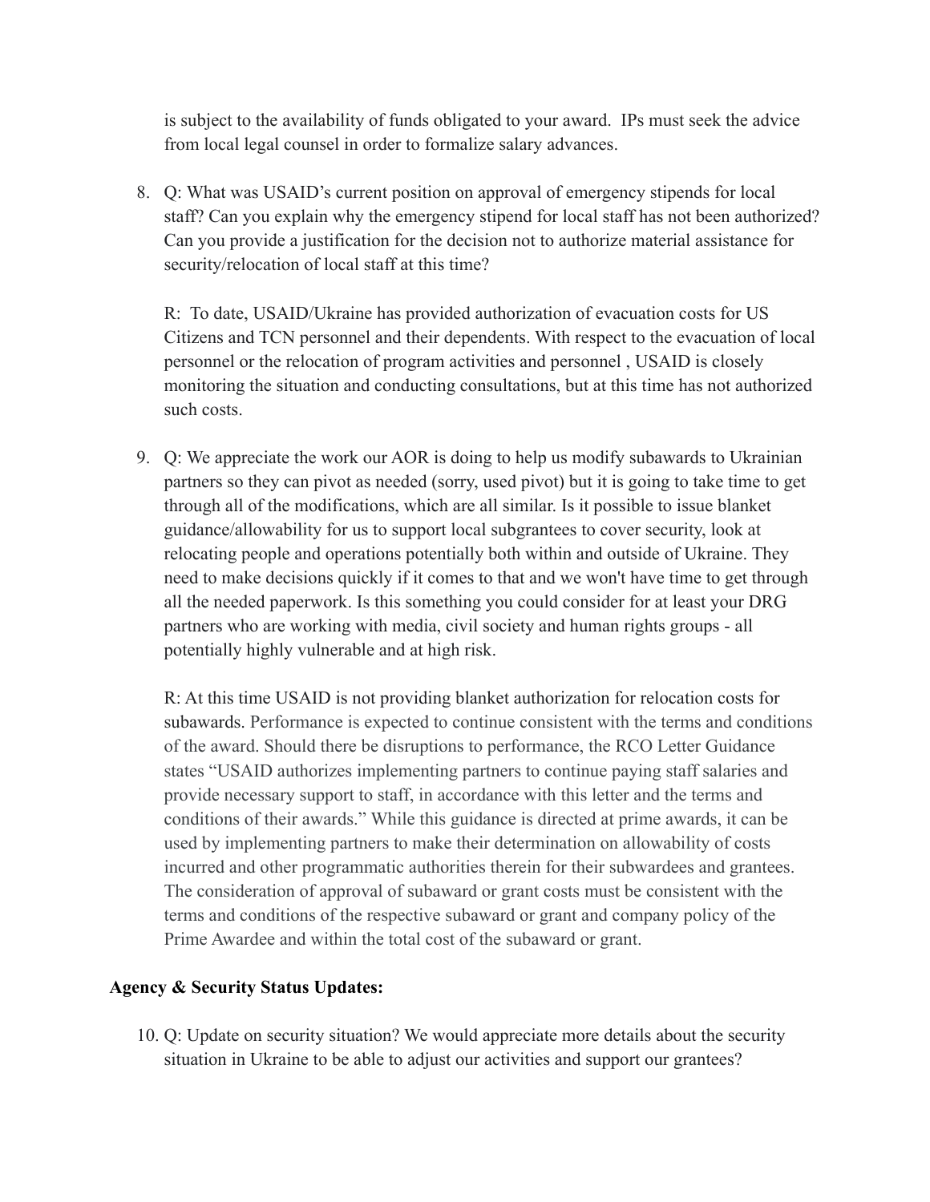is subject to the availability of funds obligated to your award. IPs must seek the advice from local legal counsel in order to formalize salary advances.

8. Q: What was USAID's current position on approval of emergency stipends for local staff? Can you explain why the emergency stipend for local staff has not been authorized? Can you provide a justification for the decision not to authorize material assistance for security/relocation of local staff at this time?

   R: To date, USAID/Ukraine has provided authorization of evacuation costs for US Citizens and TCN personnel and their dependents. With respect to the evacuation of local personnel or the relocation of program activities and personnel , USAID is closely monitoring the situation and conducting consultations, but at this time has not authorized such costs.

9. Q: We appreciate the work our AOR is doing to help us modify subawards to Ukrainian partners so they can pivot as needed (sorry, used pivot) but it is going to take time to get through all of the modifications, which are all similar. Is it possible to issue blanket guidance/allowability for us to support local subgrantees to cover security, look at relocating people and operations potentially both within and outside of Ukraine. They need to make decisions quickly if it comes to that and we won't have time to get through all the needed paperwork. Is this something you could consider for at least your DRG partners who are working with media, civil society and human rights groups - all potentially highly vulnerable and at high risk.

   R: At this time USAID is not providing blanket authorization for relocation costs for subawards. Performance is expected to continue consistent with the terms and conditions of the award. Should there be disruptions to performance, the RCO Letter Guidance states "USAID authorizes implementing partners to continue paying staff salaries and provide necessary support to staff, in accordance with this letter and the terms and conditions of their awards." While this guidance is directed at prime awards, it can be used by implementing partners to make their determination on allowability of costs incurred and other programmatic authorities therein for their subwardees and grantees. The consideration of approval of subaward or grant costs must be consistent with the terms and conditions of the respective subaward or grant and company policy of the Prime Awardee and within the total cost of the subaward or grant.

**Agency & Security Status Updates:**

10. Q: Update on security situation? We would appreciate more details about the security situation in Ukraine to be able to adjust our activities and support our grantees?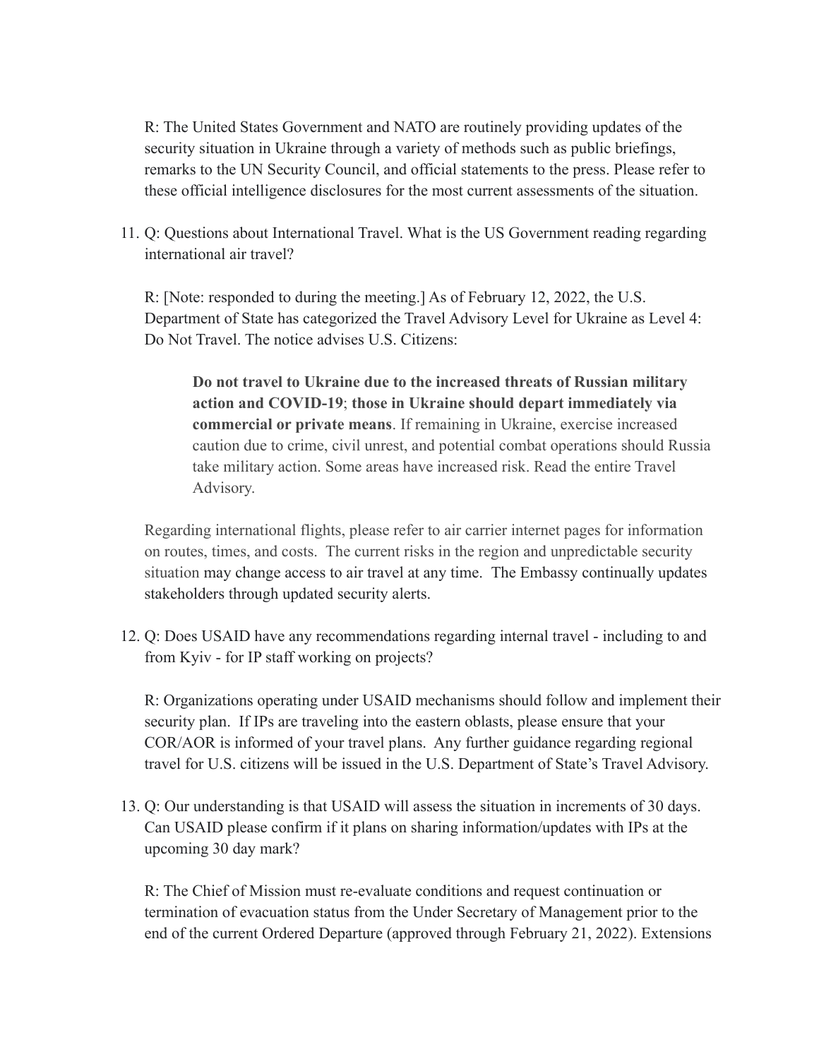R: The United States Government and NATO are routinely providing updates of the security situation in Ukraine through a variety of methods such as public briefings, remarks to the UN Security Council, and official statements to the press. Please refer to these official intelligence disclosures for the most current assessments of the situation.

11. Q: Questions about International Travel. What is the US Government reading regarding international air travel?

    R: [Note: responded to during the meeting.] As of February 12, 2022, the U.S. Department of State has categorized the Travel Advisory Level for Ukraine as Level 4: Do Not Travel. The notice advises U.S. Citizens:

    > **Do not travel to Ukraine due to the increased threats of Russian military action and COVID-19**; **those in Ukraine should depart immediately via commercial or private means**. If remaining in Ukraine, exercise increased caution due to crime, civil unrest, and potential combat operations should Russia take military action. Some areas have increased risk. Read the entire Travel Advisory.

    Regarding international flights, please refer to air carrier internet pages for information on routes, times, and costs. The current risks in the region and unpredictable security situation may change access to air travel at any time. The Embassy continually updates stakeholders through updated security alerts.

12. Q: Does USAID have any recommendations regarding internal travel - including to and from Kyiv - for IP staff working on projects?

    R: Organizations operating under USAID mechanisms should follow and implement their security plan. If IPs are traveling into the eastern oblasts, please ensure that your COR/AOR is informed of your travel plans. Any further guidance regarding regional travel for U.S. citizens will be issued in the U.S. Department of State's Travel Advisory.

13. Q: Our understanding is that USAID will assess the situation in increments of 30 days. Can USAID please confirm if it plans on sharing information/updates with IPs at the upcoming 30 day mark?

    R: The Chief of Mission must re-evaluate conditions and request continuation or termination of evacuation status from the Under Secretary of Management prior to the end of the current Ordered Departure (approved through February 21, 2022). Extensions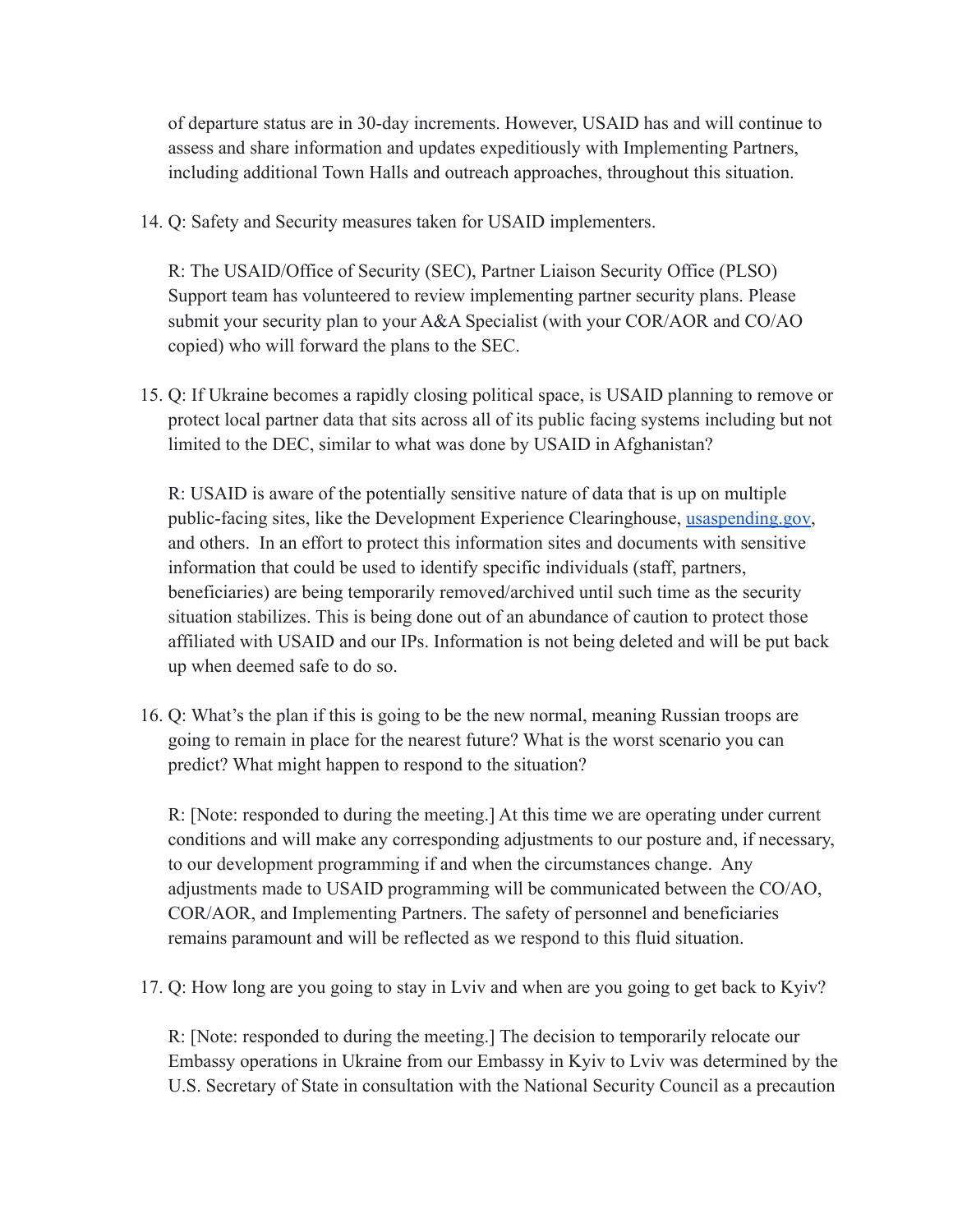of departure status are in 30-day increments. However, USAID has and will continue to assess and share information and updates expeditiously with Implementing Partners, including additional Town Halls and outreach approaches, throughout this situation.

14. Q: Safety and Security measures taken for USAID implementers.

    R: The USAID/Office of Security (SEC), Partner Liaison Security Office (PLSO) Support team has volunteered to review implementing partner security plans. Please submit your security plan to your A&A Specialist (with your COR/AOR and CO/AO copied) who will forward the plans to the SEC.

15. Q: If Ukraine becomes a rapidly closing political space, is USAID planning to remove or protect local partner data that sits across all of its public facing systems including but not limited to the DEC, similar to what was done by USAID in Afghanistan?

    R: USAID is aware of the potentially sensitive nature of data that is up on multiple public-facing sites, like the Development Experience Clearinghouse, [usaspending.gov](usaspending.gov), and others. In an effort to protect this information sites and documents with sensitive information that could be used to identify specific individuals (staff, partners, beneficiaries) are being temporarily removed/archived until such time as the security situation stabilizes. This is being done out of an abundance of caution to protect those affiliated with USAID and our IPs. Information is not being deleted and will be put back up when deemed safe to do so.

16. Q: What's the plan if this is going to be the new normal, meaning Russian troops are going to remain in place for the nearest future? What is the worst scenario you can predict? What might happen to respond to the situation?

    R: [Note: responded to during the meeting.] At this time we are operating under current conditions and will make any corresponding adjustments to our posture and, if necessary, to our development programming if and when the circumstances change. Any adjustments made to USAID programming will be communicated between the CO/AO, COR/AOR, and Implementing Partners. The safety of personnel and beneficiaries remains paramount and will be reflected as we respond to this fluid situation.

17. Q: How long are you going to stay in Lviv and when are you going to get back to Kyiv?

    R: [Note: responded to during the meeting.] The decision to temporarily relocate our Embassy operations in Ukraine from our Embassy in Kyiv to Lviv was determined by the U.S. Secretary of State in consultation with the National Security Council as a precaution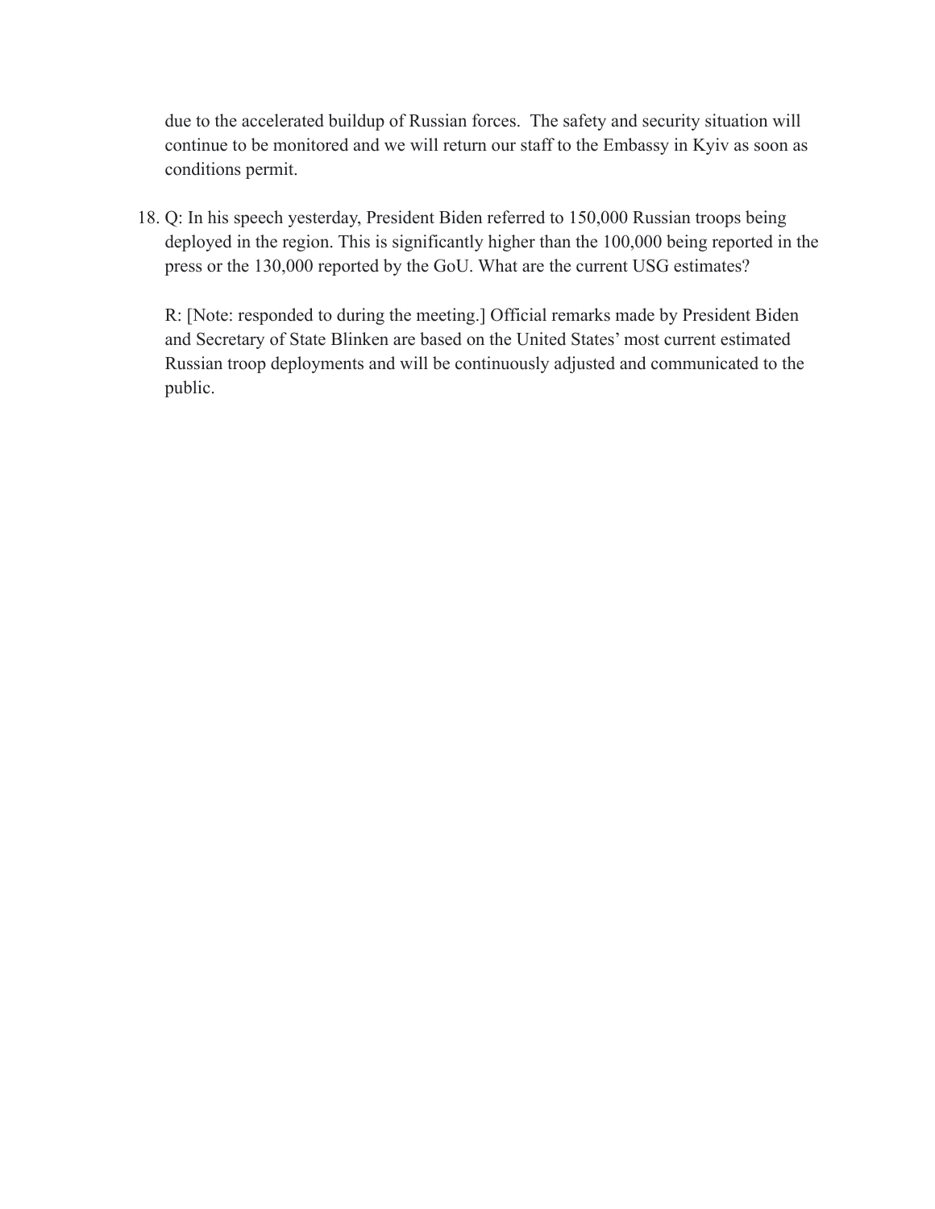due to the accelerated buildup of Russian forces.  The safety and security situation will continue to be monitored and we will return our staff to the Embassy in Kyiv as soon as conditions permit.

18. Q: In his speech yesterday, President Biden referred to 150,000 Russian troops being deployed in the region. This is significantly higher than the 100,000 being reported in the press or the 130,000 reported by the GoU. What are the current USG estimates?

    R: [Note: responded to during the meeting.] Official remarks made by President Biden and Secretary of State Blinken are based on the United States' most current estimated Russian troop deployments and will be continuously adjusted and communicated to the public.